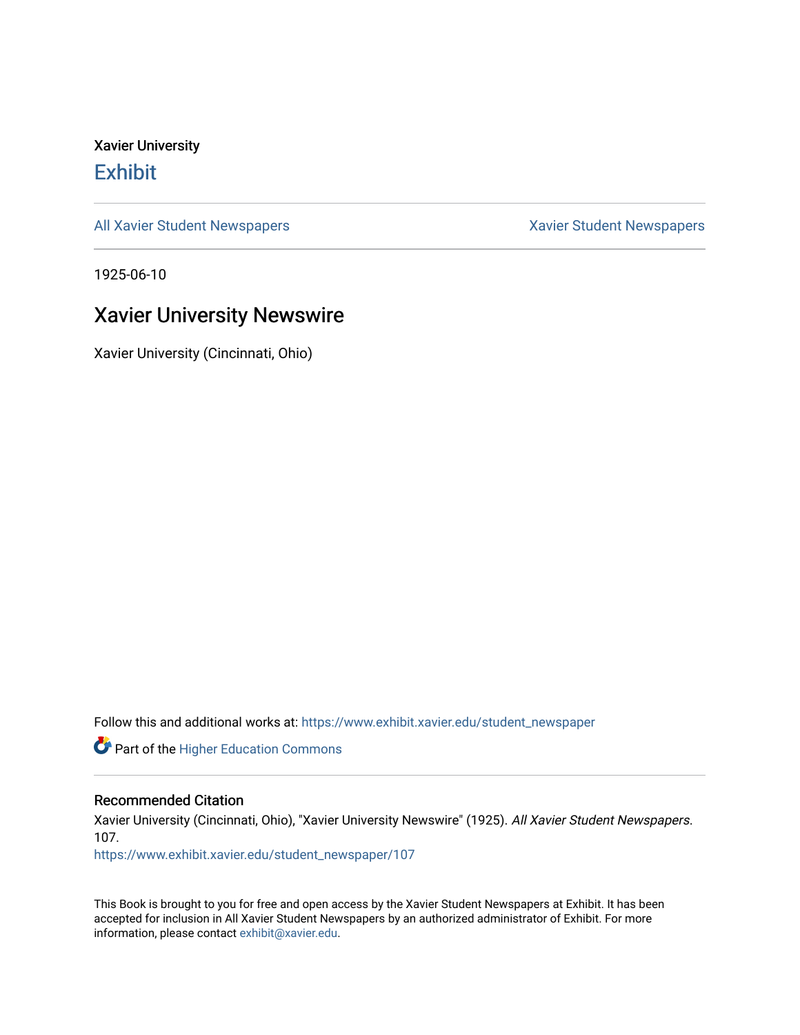Xavier University

# Exhibit

All Xavier Student Newspapers | Xavier Student Newspapers

1925-06-10

## Xavier University Newswire

Xavier University (Cincinnati, Ohio)

Follow this and additional works at: https://www.exhibit.xavier.edu/student_newspaper

Part of the Higher Education Commons

### Recommended Citation

Xavier University (Cincinnati, Ohio), "Xavier University Newswire" (1925). *All Xavier Student Newspapers*. 107.
https://www.exhibit.xavier.edu/student_newspaper/107

This Book is brought to you for free and open access by the Xavier Student Newspapers at Exhibit. It has been accepted for inclusion in All Xavier Student Newspapers by an authorized administrator of Exhibit. For more information, please contact exhibit@xavier.edu.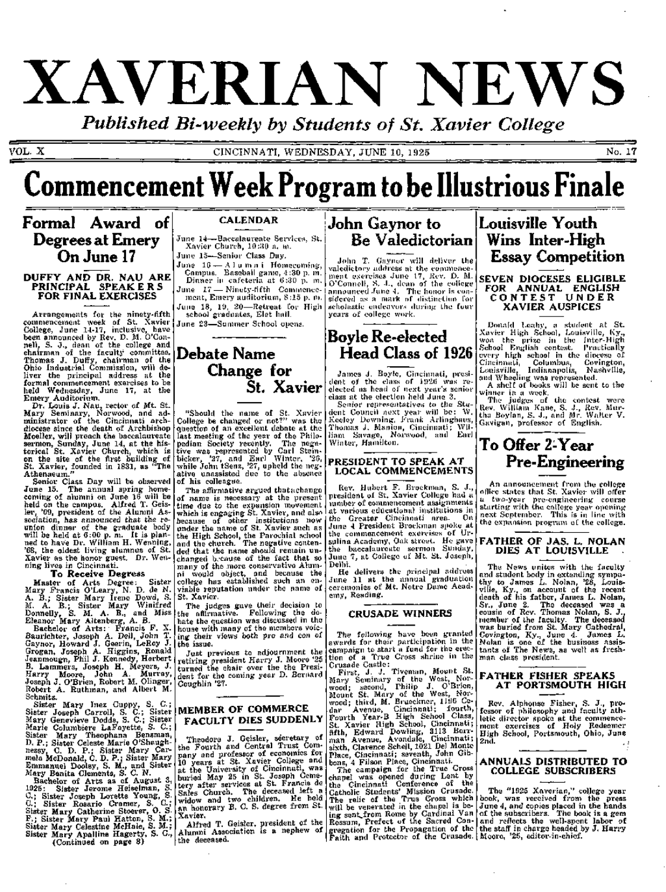# XAVERIAN NEWS

*Published Bi-weekly by Students of St. Xavier College*

VOL. X — CINCINNATI, WEDNESDAY, JUNE 10, 1925 — No. 17

# Commencement Week Program to be Illustrious Finale

## Formal Award of Degrees at Emery On June 17

### DUFFY AND DR. NAU ARE PRINCIPAL SPEAKERS FOR FINAL EXERCISES

Arrangements for the ninety-fifth commencement week of St. Xavier College, June 14-17, inclusive, have been announced by Rev. D. M. O'Connell, S. J., dean of the college and chairman of the faculty committee. Thomas J. Duffy, chairman of the Ohio Industrial Commission, will deliver the principal address at the formal commencement exercises to be held Wednesday, June 17, at the Emery Auditorium.

Dr. Louis J. Nau, rector of Mt. St. Mary Seminary, Norwood, and administrator of the Cincinnati archdiocese since the death of Archbishop Moeller, will preach the baccalaureate sermon, Sunday, June 14, at the historical St. Xavier Church, which is on the site of the first building of St. Xavier, founded in 1831, as "The Athenaeum."

Senior Class Day will be observed June 15. The annual spring homecoming of alumni on June 16 will be held on the campus. Alfred T. Geisler, '09, president of the Alumni Association, has announced that the reunion dinner of the graduate body will be held at 6:00 p. m. It is planned to have Dr. William H. Wenning, '68, the oldest living alumnus of St. Xavier as the honor guest. Dr. Wenning lives in Cincinnati.

**To Receive Degrees**

Master of Arts Degree: Sister Mary Francis O'Leary, N. D. de N. A. B.; Sister Mary Irene Dowd, S. M. A. B.; Sister Mary Winifred Donnelly, S. M. A. B., and Miss Eleanor Mary Altenberg, A. B.

Bachelor of Arts: Francis F. X. Baurichter, Joseph A. Deil, John T. Gaynor, Howard J. Geerin, LeRoy J. Grogan, Joseph A. Higgins, Ronald Jeanmougn, Phil J. Kennedy, Herbert B. Lammers, Joseph H. Meyers, J. Harry Moore, John A. Murray, Joseph J. O'Brien, Robert M. Olinger, Robert A. Ruthman, and Albert M. Schmitz.

Sister Mary Inez Cuppy, S. C.; Sister Joseph Carroll, S. C.; Sister Mary Genevieve Dodds, S. C.; Sister Marie Columbiere LaFayette, S. C.; Sister Mary Theophana Bensman, D. P.; Sister Celeste Marie O'Shaughnessy, C. D. P.; Sister Mary Carmela McDonald, C. D. P.; Sister Mary Emmanuel Dooley, S. M., and Sister Mary Benita Clements, S. C. N.

Bachelor of Arts as of August 3, 1925: Sister Jerome Heiselman, S. C.; Sister Joseph Lorette Young, S. C.; Sister Rosario Cramer, S. C.; Sister Mary Catherine Stoerer, O. S. F.; Sister Mary Paul Hatton, S. M.; Sister Mary Celestine McHale, S. M.; Sister Mary Apalline Hagerty, S. C.,

(Continued on page 8)

## CALENDAR

June 14—Baccalaureate Services, St. Xavier Church, 10:30 a. m.

June 15—Senior Class Day.

June 16—Alumni Homecoming, Campus. Baseball game, 4:30 p. m. Dinner in cafeteria at 6:30 p. m.

June 17—Ninety-fifth Commencement, Emery auditorium, 8:15 p. m.

June 18, 19, 20—Retreat for High school graduates, Elet hall.

June 23—Summer School opens.

## Debate Name Change for St. Xavier

"Should the name of St. Xavier College be changed or not?" was the question of an excellent debate at the last meeting of the year of the Philopedian Society recently. The negative was represented by Carl Steinbicker, '27, and Earl Winter, '26, while John tSenz, '27, upheld the negative unassisted due to the absence of his colleague.

The affirmative argued thatchange of name is necessary at the present time due to the expansion movement which is engaging St. Xavier, and also because of other institutions now under the name of St. Xavier such as the High School, the Parochial school and the church. The negative contended that the name should remain unchanged because of the fact that so many of the more conservative Alumni would object, and because the college has established such an enviable reputation under the name of St. Xavier.

The judges gave their decision to the affirmative. Following the debate the question was discussed in the house with many of the members voicing their views both pro and con of the issue.

Just previous to adjournment the retiring president Harry J. Moore '25 turned the chair over the the President for the coming year D. Bernard Coughlin '27.

## MEMBER OF COMMERCE FACULTY DIES SUDDENLY

Theodore J. Geisler, secretary of the Fourth and Central Trust Company and professor of economics for 10 years at St. Xavier College and at the University of Cincinnati, was buried May 25 in St. Joseph Cemetery after services at St. Francis de Sales Church. The deceased left a widow and two children. He held an honorary B. C. S. degree from St. Xavier.

Alfred T. Geisler, president of the Alumni Association is a nephew of the deceased.

## John Gaynor to Be Valedictorian

John T. Gaynor will deliver the valedictory address at the commencement exercises June 17, Rev. D. M. O'Connell, S. J., dean of the college announced June 4. The honor is considered as a mark of distinction for scholastic endeavors during the four years of college work.

## Boyle Re-elected Head Class of 1926

James J. Boyle, Cincinnati, president of the class of 1926 was re-elected as head of next year's senior class at the election held June 3.

Senior representatives to the Student Council next year will be: W. Keeley Downing, Frank Arlinghaus, Thomas J. Manion, Cincinnati; William Savage, Norwood, and Earl Winter, Hamilton.

## PRESIDENT TO SPEAK AT LOCAL COMMENCEMENTS

Rev. Hubert F. Brockman, S. J., president of St. Xavier College had a number of commencement assignments at various educational institutions in the Greater Cincinnati area. On June 4 President Brockman spoke at the commencement exercises of Ursulina Academy, Oak street. He gave the baccalaureate sermon Sunday, June 7, at College of Mt. St. Joseph, Delhi.

He delivers the principal address June 11 at the annual graduation ceremonies of Mt. Notre Dame Academy, Reading.

## CRUSADE WINNERS

The following have been granted awards for their participation in the campaign to start a fund for the erection of a True Cross shrine in the Crusade Castle:

First, J. J. Tiveman, Mount St. Mary Seminary of the West, Norwood; second, Philip J. O'Brien, Mount St. Mary of the West, Norwood; third, M. Brueckner, 1196 Cedar Avenue, Cincinnati; fourth, Fourth Year-B High School Class, St. Xavier High School, Cincinnati; fifth, Edward Dowling, 3113 Bornman Avenue, Avondale, Cincinnati; sixth, Clarence Scheil, 1021 Del Monte Place, Cincinnati; seventh, John Gibbons, 4 Filson Place, Cincinnati.

The campaign for the True Cross chapel was opened during Lent by the Cincinnati Conference of the Catholic Students' Mission Crusade. The relic of the True Cross which will be venerated in the chapel is being sent from Rome by Cardinal Van Rossum, Prefect of the Sacred Congregation for the Propagation of the Faith and Protector of the Crusade.

## Louisville Youth Wins Inter-High Essay Competition

### SEVEN DIOCESES ELIGIBLE FOR ANNUAL ENGLISH CONTEST UNDER XAVIER AUSPICES

Donald Leahy, a student at St. Xavier High School, Louisville, Ky., won the prize in the Inter-High School English contest. Practically every high school in the diocese of Cincinnati, Columbus, Covington, Louisville, Indianapolis, Nashville, and Wheeling was represented.

A shelf of books will be sent to the winner in a week.

The judges of the contest were Rev. William Kane, S. J., Rev. Murtha Boylan, S. J., and Mr. Walter V. Gavigan, professor of English.

## To Offer 2-Year Pre-Engineering

An announcement from the college office states that St. Xavier will offer a two-year pre-engineering course starting with the college year opening next September. This is in line with the expansion program of the college.

## FATHER OF JAS. L. NOLAN DIES AT LOUISVILLE

The News unites with the faculty and student body in extending sympathy to James L. Nolan, '28, Louisville, Ky., on account of the recent death of his father, James L. Nolan, Sr., June 2. The deceased was a cousin of Rev. Thomas Nolan, S. J., member of the faculty. The deceased was buried from St. Mary Cathedral, Covington, Ky., June 4. James L. Nolan is one of the business assistants of The News, as well as freshman class president.

## FATHER FISHER SPEAKS AT PORTSMOUTH HIGH

Rev. Alphonse Fisher, S. J., professor of philosophy and faculty athletic director spoke at the commencement exercises of Holy Redeemer High School, Portsmouth, Ohio, June 2nd.

## ANNUALS DISTRIBUTED TO COLLEGE SUBSCRIBERS

The "1925 Xaverian," college year book, was received from the press June 4, and copies placed in the hands of the subscribers. The book is a gem and reflects the well-spent labor of the staff in charge headed by J. Harry Moore, '25, editor-in-chief.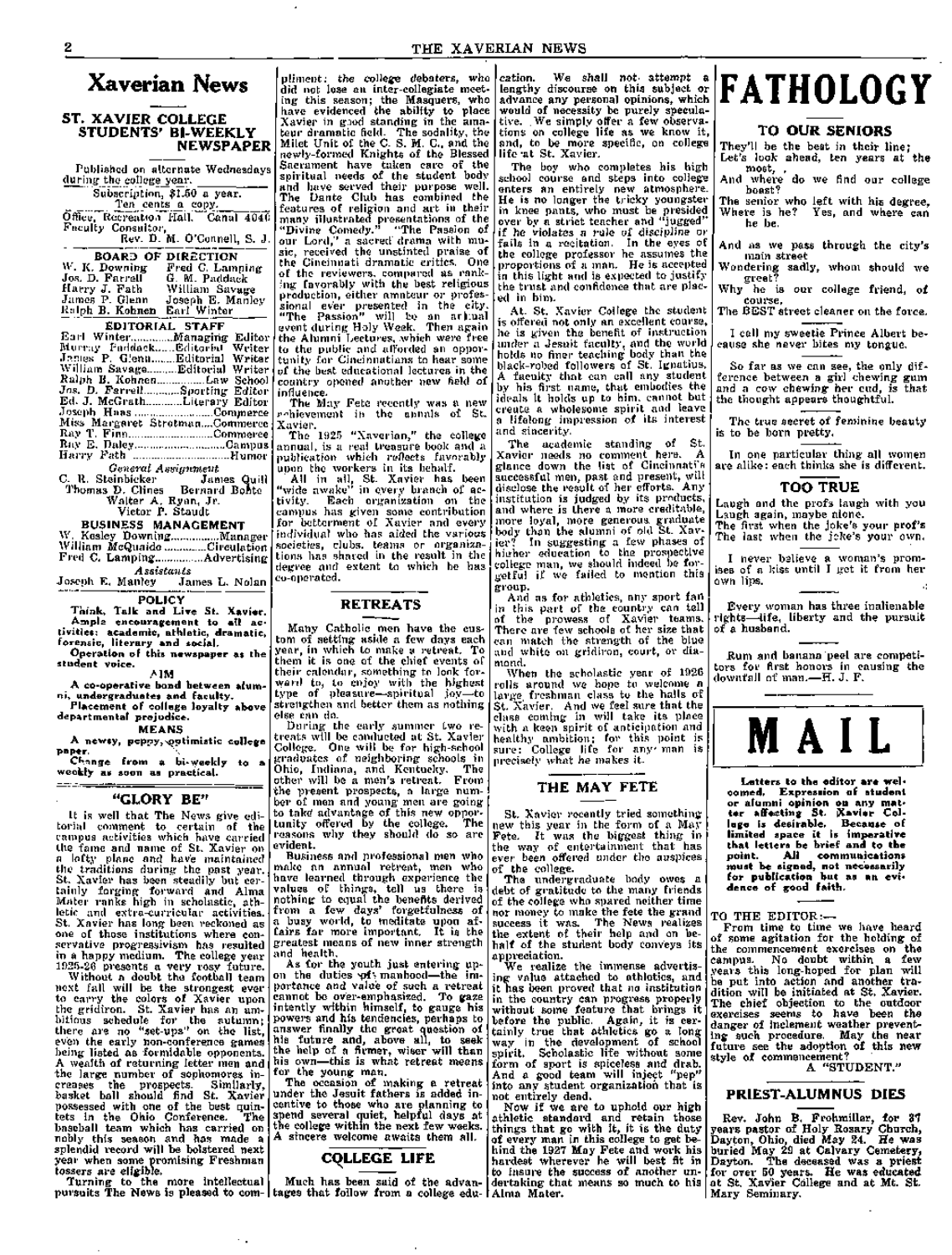# Xaverian News

## ST. XAVIER COLLEGE STUDENTS' BI-WEEKLY NEWSPAPER

Published on alternate Wednesdays during the college year.

Subscription, $1.50 a year. Ten cents a copy.

Office, Recreation Hall. Canal 4046

Faculty Consultor, Rev. D. M. O'Connell, S. J.

### BOARD OF DIRECTION

W. K. Downing — Fred C. Lamping
Jos. D. Farrell — G. M. Paddack
Harry J. Fath — William Savage
James P. Glenn — Joseph E. Manley
Ralph B. Kohnen — Earl Winter

### EDITORIAL STAFF

Earl Winter............Managing Editor
Murray Paddack......Editorial Writer
James P. Glenn.......Editorial Writer
William Savage.......Editorial Writer
Ralph B. Kohnen...............Law School
Jos. D. Farrell...........Sporting Editor
Ed. J. McGrath...........Literary Editor
Joseph Haas.......................Commerce
Miss Margaret Stretman....Commerce
Ray T. Finn.........................Commerce
Ray E. Daley..........................Campus
Harry Fath..............................Humor

*General Assignment*

C. R. Steinbicker — James Quill
Thomas D. Clines — Bernard Bohte
Walter A. Ryan, Jr.
Victor P. Staudt

### BUSINESS MANAGEMENT

W. Kesley Downing..............Manager
William McQuaide............Circulation
Fred C. Lamping..............Advertising

*Assistants*

Joseph E. Manley — James L. Nolan

### POLICY

**Think, Talk and Live St. Xavier.**

**Ample encouragement to all activities: academic, athletic, dramatic, forensic, literary and social.**

**Operation of this newspaper as the student voice.**

### AIM

**A co-operative bond between alumni, undergraduates and faculty.**

**Placement of college loyalty above departmental prejudice.**

### MEANS

**A newsy, peppy, optimistic college paper.**

**Change from a bi-weekly to a weekly as soon as practical.**

## "GLORY BE"

It is well that The News give editorial comment to certain of the campus activities which have carried the fame and name of St. Xavier on a lofty plane and have maintained the traditions during the past year. St. Xavier has been steadily but certainly forging forward and Alma Mater ranks high in scholastic, athletic and extra-curricular activities. St. Xavier has long been reckoned as one of those institutions where conservative progressivism has resulted in a happy medium. The college year 1925-26 presents a very rosy future.

Without a doubt the football team next fall will be the strongest ever to carry the colors of Xavier upon the gridiron. St. Xavier has an ambitious schedule for the autumn; there are no "set-ups" on the list, even the early non-conference games being listed as formidable opponents. A wealth of returning letter men and the large number of sophomores increases the prospects. Similarly, basket ball should find St. Xavier possessed with one of the best quintets in the Ohio Conference. The baseball team which has carried on nobly this season and has made a splendid record will be bolstered next year when some promising Freshman tossers are eligible.

Turning to the more intellectual pursuits The News is pleased to compliment: the college debaters, who did not lose an inter-collegiate meeting this season; the Masquers, who have evidenced the ability to place Xavier in good standing in the amateur dramatic field. The sodality, the Milet Unit of the C. S. M. C., and the newly-formed Knights of the Blessed Sacrament have taken care of the spiritual needs of the student body and have served their purpose well. The Dante Club has combined the features of religion and art in their many illustrated presentations of the our Lord," a sacred drama with music, received the unstinted praise of the Cincinnati dramatic critics. One of the reviewers, compared as ranking favorably with the best religious production, either amateur or professional ever presented in the city. "The Passion" will be an annual event during Holy Week. Then again the Alumni Lectures, which were free to the public and afforded an opportunity for Cincinnatians to hear some of the best educational lectures in the country opened another new field of influence.

The May Fete recently was a new achievement in the annals of St. Xavier.

The 1925 "Xaverian," the college annual, is a real treasure book and a publication which reflects favorably upon the workers in its behalf.

All in all, St. Xavier has been "wide awake" in every branch of activity. Each organization on the campus has given some contribution for betterment of Xavier and every individual who has aided the various societies, clubs, teams or organizations has shared in the result in the degree and extent to which he has co-operated.

## RETREATS

Many Catholic men have the custom of setting aside a few days each year, in which to make a retreat. To them it is one of the chief events of their calendar, something to look forward to, to enjoy with the highest type of pleasure—spiritual joy—to strengthen and better them as nothing else can do.

During the early summer two retreats will be conducted at St. Xavier College. One will be for high-school graduates of neighboring schools in Ohio, Indiana, and Kentucky. The other will be a men's retreat. From the present prospects, a large number of men and young men are going to take advantage of this new opportunity offered by the college. The reasons why they should do so are evident.

Business and professional men who make an annual retreat, men who have learned through experience the values of things, tell us there is nothing to equal the benefits derived from a few days' forgetfulness of a busy world, to meditate upon affairs far more important. It is the greatest means of new inner strength and health.

As for the youth just entering upon the duties of manhood—the importance and value of such a retreat cannot be over-emphasized. To gaze intently within himself, to gauge his powers and his tendencies, perhaps to answer finally the great question of his future and, above all, to seek the help of a firmer, wiser will than his own—this is what retreat means for the young man.

The occasion of making a retreat under the Jesuit fathers is added incentive to those who are planning to spend several quiet, helpful days at the college within the next few weeks. A sincere welcome awaits them all.

## COLLEGE LIFE

Much has been said of the advantages that follow from a college education. We shall not attempt a lengthy discourse on this subject or advance any personal opinions, which would of necessity be purely speculative. We simply offer a few observations on college life as we know it, and, to be more specific, on college life at St. Xavier.

The boy who completes his high school course and steps into college enters an entirely new atmosphere. He is no longer the tricky youngster in knee pants, who must be presided over by a strict teacher and "judged" if he violates a rule of discipline or fails in a recitation. In the eyes of the college professor he assumes the proportions of a man. He is accepted in this light and is expected to justify the trust and confidence that are placed in him.

At St. Xavier College the student is offered not only an excellent course, he is given the benefit of instruction under a Jesuit faculty, and the world holds no finer teaching body than the black-robed followers of St. Ignatius. A faculty that can call any student by his first name, that embodies the ideals it holds up to him, cannot but create a wholesome spirit and leave a lifelong impression of its interest and sincerity.

The academic standing of St. Xavier needs no comment here. A glance down the list of Cincinnati's successful men, past and present, will disclose the result of her efforts. Any institution is judged by its products, and where is there a more creditable, more loyal, more generous graduate body than the alumni of old St. Xavier? In suggesting a few phases of higher education to the prospective college man, we should indeed be forgetful if we failed to mention this group.

And as for athletics, any sport fan in this part of the country can tell of the prowess of Xavier teams. There are few schools of her size that can match the strength of the blue and white on gridiron, court, or diamond.

When the scholastic year of 1926 rolls around we hope to welcome a large freshman class to the halls of St. Xavier. And we feel sure that the class coming in will take its place with a keen spirit of anticipation and healthy ambition; for this point is sure: College life for any man is precisely what he makes it.

## THE MAY FETE

St. Xavier recently tried something new this year in the form of a May Fete. It was the biggest thing in the way of entertainment that has ever been offered under the auspices of the college.

The undergraduate body owes a debt of gratitude to the many friends of the college who spared neither time nor money to make the fete the grand success it was. The News realizes the extent of their help and on behalf of the student body conveys its appreciation.

We realize the immense advertising value attached to athletics, and it has been proved that no institution in the country can progress properly without some feature that brings it before the public. Again, it is certainly true that athletics go a long way in the development of school spirit. Scholastic life without some form of sport is spiceless and drab. And a good team will inject "pep" into any student organization that is not entirely dead.

Now if we are to uphold our high athletic standard and retain those things that go with it, it is the duty of every man in this college to get behind the 1927 May Fete and work his hardest wherever he will best fit in to insure the success of another undertaking that means so much to his Alma Mater.

# FATHOLOGY

## TO OUR SENIORS

They'll be the best in their line;
Let's look ahead, ten years at the most,
And where do we find our college boast?
The senior who left with his degree,
Where is he? Yes, and where can he be.

And as we pass through the city's main street
Wondering sadly, whom should we greet?
Why he is our college friend, of course,
The BEST street cleaner on the force.

---

I call my sweetie Prince Albert because she never bites my tongue.

---

So far as we can see, the only difference between a girl chewing gum and a cow chewing her cud, is that the thought appears thoughtful.

---

The true secret of feminine beauty is to be born pretty.

---

In one particular thing all women are alike: each thinks she is different.

## TOO TRUE

Laugh and the profs laugh with you
Laugh again, maybe alone.
The first when the joke's your prof's
The last when the joke's your own.

---

I never believe a woman's promises of a kiss until I get it from her own lips.

---

Every woman has three inalienable rights—life, liberty and the pursuit of a husband.

---

Rum and banana peel are competitors for first honors in causing the downfall of man.—H. J. F.

# MAIL

**Letters to the editor are welcomed. Expression of student or alumni opinion on any matter affecting St. Xavier College is desirable. Because of limited space it is imperative that letters be brief and to the point. All communications must be signed, not necessarily for publication but as an evidence of good faith.**

TO THE EDITOR:—

From time to time we have heard of some agitation for the holding of the commencement exercises on the campus. No doubt within a few years this long-hoped for plan will be put into action and another tradition will be initiated at St. Xavier. The chief objection to the outdoor exercises seems to have been the danger of inclement weather preventing such procedure. May the near future see the adoption of this new style of commencement?

A "STUDENT."

## PRIEST-ALUMNUS DIES

Rev. John B. Frohmiller, for 37 years pastor of Holy Rosary Church, Dayton, Ohio, died *May 24*. He was buried May 29 at Calvary Cemetery, Dayton. The deceased was a priest for over 50 years. He was educated at St. Xavier College and at Mt. St. Mary Seminary.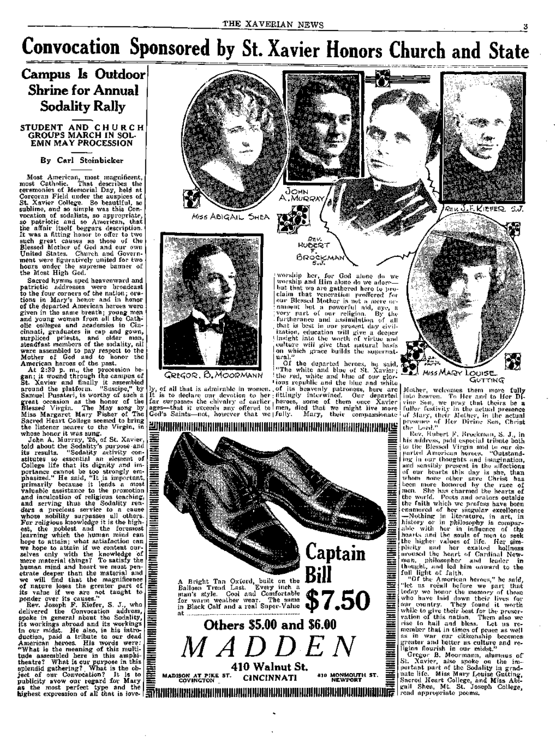# Convocation Sponsored by St. Xavier Honors Church and State

## Campus Is Outdoor Shrine for Annual Sodality Rally

### STUDENT AND CHURCH GROUPS MARCH IN SOLEMN MAY PROCESSION

**By Carl Steinbicker**

Most American, most magnificent, most Catholic. That describes the ceremonies of Memorial Day, held at Corcoran Field under the auspices of St. Xavier College. So beautiful, so sublime, and so simple was this Convocation of sodalists, so appropriate, so patriotic and so American, that the affair itself beggars description. It was a fitting honor to offer to two such great causes as those of the Blessed Mother of God and our own United States. Church and Government were figuratively united for two hours under the supreme banner of the Most High God.

Sacred hymns sped heavenward and patriotic addresses were broadcast to the four corners of the nation; orations in Mary's honor and in honor of the departed American heroes were given in the same breath; young men and young women from all the Catholic colleges and academies in Cincinnati, graduates in cap and gown, surpliced priests, and older men, steadfast members of the sodality, all were assembled to pay respect to the Mother of God and to honor the American heroes of the past.

At 2:30 p. m., the procession began; it wound through the campus of St. Xavier and finally it assembled around the platform. "Suscipe," by Samuel Pusateri, is worthy of such a great occasion as the honor of the Blessed Virgin. The May song by Miss Margaret Mary Fisher of The Sacred Heart College seemed to bring the listener nearer to the Virgin, in whose honor it was sung.

John A. Murray, '25, of St. Xavier, told about the Sodality's purpose and its results. "Sodality activity constitutes so essential an element of College life that its dignity and importance cannot be too strongly emphasized." He said, "It is important, primarily because it lends a most valuable assistance to the promotion and inculcation of religious teaching, and serving thus the Sodality renders a precious service to a cause whose nobility surpasses all others. For religious knowledge it is the highest, the noblest and the foremost learning which the human mind can hope to attain; what satisfaction can we hope to attain if we content ourselves only with the knowledge of mere material things? To satisfy the human mind and heart we must penetrate deeper than the material and we will find that the magnificence of nature loses the greater part of its value if we are not taught to ponder over its causes."

Rev. Joseph F. Kiefer, S. J., who delivered the Convocation address, spoke in general about the Sodality, its workings abroad and its workings in our midst. He also, in his introduction, paid a tribute to our dead American heroes. His words were: "What is the meaning of this multitude assembled here in this amphitheatre? What is our purpose in this splendid gathering? What is the object of our Convocation? It is to publicity avow our regard for Mary as the most perfect type and the highest expression of all that is lovely, of all that is admirable in women. It is to declare our devotion to her far surpasses the chivalry of earlier ages—that it exceeds any offered to God's Saints—not, however that we worship her, for God alone do we worship and Him alone do we adore—but that we are gathered here to proclaim that veneration proffered for our Blessed Mother is not a mere ornament but a powerful aid, aye, a very part of our religion. By the furtherance and assimilation of all that is best in our present day civilization, education will give a deeper insight into the worth of virtue and culture will give that natural basis on which grace builds the supernatural."

Of the departed heroes, he said, "The white and blue of St. Xavier; the red, white and blue of our glorious republic and the blue and white of its heavenly patroness, here are fittingly interwined. Our departed heroes, some of them once Xavier men, died that we might live more fully. Mary, their compassionate Mother, welcomes them more fully into heaven. To Her and to Her Divine Son, we pray that theirs be a fuller festivity in the actual presence of Mary, their Mother, in the actual presence of Her Divine Son, Christ the Lord."

Rev. Hubert F. Brockman, S. J., in his address, paid especial tribute both to the Blessed Virgin and to our departed American heroes. "Outstanding in our thoughts and imagination, and sensibly present in the affections of our hearts this day is she, than whom none other save Christ has been more honored by the race of men. She has charmed the hearts of the world. Poets and orators outside the faith which we profess have been enamored of her singular excellence—Nothing in literature, in art, in history or in philosophy is comparable with her in influence of the hearts and the souls of men to seek the higher values of life. Her simplicity and her exalted holiness aroused the heart of Cardinal Newman, philosopher and leader in thought, and led him onward to the full light of faith.

"Of the American heroes," he said, "let us recall before we part that today we honor the memory of those who have laid down their lives for our country. They found it worth while to give their best for the preservation of this nation. Them also we rise to hail and bless. Let us remember that in times of peace as well as in war our citizenship becomes greater and better as culture and religion flourish in our midst."

Gregor B. Moormann, alumnus of St. Xavier, also spoke on the important part of the Sodality in graduate life. Miss Mary Louise Gutting, Sacred Heart College, and Miss Abigail Shea, Mt. St. Joseph College, read appropriate poems.

Miss Abigail Shea — John A. Murray — Rev. Hubert F. Brockman S.J. — Rev. J. F. Kiefer S.J. — Gregor B. Moormann — Miss Mary Louise Gutting

---

**Captain Bill**

A Bright Tan Oxford, built on the Balloon Tread Last. Every inch a man's style. Cool and Comfortable for warm weather wear. The same in Black Calf and a real Super-Value at

**$7.50**

**Others $5.00 and $6.00**

**MADDEN**

**410 Walnut St. CINCINNATI**

MADISON AT PIKE ST. COVINGTON — 810 MONMOUTH ST. NEWPORT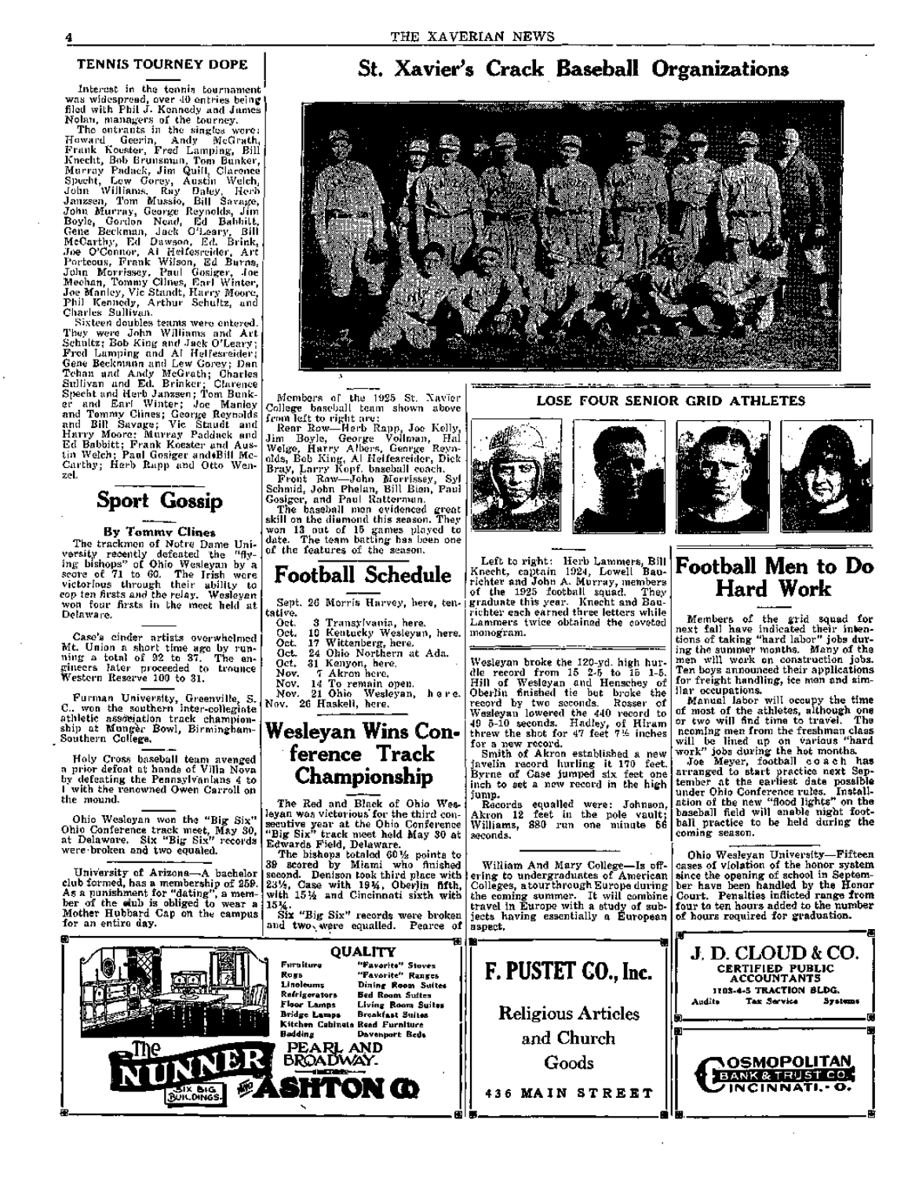## TENNIS TOURNEY DOPE

Interest in the tennis tournament was widespread, over 40 entries being filed with Phil J. Kennedy and James Nolan, managers of the tourney.

The entrants in the singles were: Howard Geerin, Andy McGrath, Frank Kouster, Fred Lamping, Bill Knecht, Bob Brunsman, Tom Bunker, Murray Padack, Jim Quill, Clarence Specht, Lew Gorey, Austin Welch, John Williams, Ray Daley, Herb Janzsen, Tom Mussio, Bill Savage, John Murray, George Reynolds, Jim Boyle, Gordon Nead, Ed Babbitt, Gene Beckman, Jack O'Leary, Bill McCarthy, Ed Dawson, Ed. Brink, Joe O'Connor, Al Helfesreider, Art Porteous, Frank Wilson, Ed Burns, John Morrissey, Paul Gosiger, Joe Meehan, Tommy Clines, Earl Winter, Joe Manley, Vic Standt, Harry Moore, Phil Kennedy, Arthur Schultz, and Charles Sullivan.

Sixteen doubles teams were entered. They were John Williams and Art Schultz; Bob King and Jack O'Leary; Fred Lamping and Al Helfesreider; Gene Beckmann and Lew Gorey; Dan Tehan and Andy McGrath; Charles Sullivan and Ed. Brinker; Clarence Specht and Herb Janssen; Tom Bunker and Earl Winter; Joe Manley and Tommy Clines; George Reynolds and Bill Savage; Vic Staudt and Harry Moore; Murray Padduck and Ed Babbitt; Frank Koester and Austin Welch; Paul Gosiger and Bill McCarthy; Herb Rapp and Otto Wenzel.

## Sport Gossip

**By Tommy Clines**

The trackmen of Notre Dame University recently defeated the "flying bishops" of Ohio Wesleyan by a score of 71 to 60. The Irish were victorious through their ability to cop ten firsts and the relay. Wesleyan won four firsts in the meet held at Delaware.

Case's cinder artists overwhelmed Mt. Union a short time ago by running a total of 92 to 37. The engineers later proceeded to trounce Western Reserve 100 to 31.

Furman University, Greenville, S. C., won the southern inter-collegiate athletic association track championship at Munger Bowl, Birmingham-Southern College.

Holy Cross baseball team avenged a prior defeat at hands of Villa Nova by defeating the Pennsylvanians 4 to 1 with the renowned Owen Carroll on the mound.

Ohio Wesleyan won the "Big Six" Ohio Conference track meet, May 30, at Delaware. Six "Big Six" records were broken and two equaled.

University of Arizona—A bachelor club formed, has a membership of 259. As a punishment for "dating", a member of the club is obliged to wear a Mother Hubbard Cap on the campus for an entire day.

## St. Xavier's Crack Baseball Organizations

Members of the 1925 St. Xavier College baseball team shown above from left to right are:

Rear Row—Herb Rapp, Joe Kelly, Jim Boyle, George Vollman, Hal Welge, Harry Albers, George Reynolds, Bob King, Al Helfesreider, Dick Bray, Larry Kopf, baseball coach.

Front Row—John Morrissey, Syl Schmid, John Phelan, Bill Bien, Paul Gosiger, and Paul Ratterman.

The baseball men evidenced great skill on the diamond this season. They won 13 out of 15 games played to date. The team batting has been one of the features of the season.

## Football Schedule

Sept. 26 Morris Harvey, here, tentative.
Oct. 3 Transylvania, here.
Oct. 10 Kentucky Wesleyan, here.
Oct. 17 Wittenberg, here.
Oct. 24 Ohio Northern at Ada.
Oct. 31 Kenyon, here.
Nov. 7 Akron here.
Nov. 14 To remain open.
Nov. 21 Ohio Wesleyan, here.
Nov. 26 Haskell, here.

## Wesleyan Wins Conference Track Championship

The Red and Black of Ohio Wesleyan was victorious for the third consecutive year at the Ohio Conference "Big Six" track meet held May 30 at Edwards Field, Delaware.

The bishops totaled 60½ points to 39 scored by Miami who finished second. Denison took third place with 23¼, Case with 19¼, Oberlin fifth, with 15½ and Cincinnati sixth with 15¾.

Six "Big Six" records were broken and two were equalled. Pearce of Wesleyan broke the 120-yd. high hurdle record from 15 2-5 to 15 1-5. Hill of Wesleyan and Henschey of Oberlin finished tie but broke the record by two seconds. Rosser of Wesleyan lowered the 440 record to 49 5-10 seconds. Hadley, of Hiram threw the shot for 47 feet 7¼ inches for a new record.

Smith of Akron established a new javelin record hurling it 170 feet. Byrne of Case jumped six feet one inch to set a new record in the high jump.

Records equalled were: Johnson, Akron 12 feet in the pole vault; Williams, 880 run one minute 56 seconds.

## LOSE FOUR SENIOR GRID ATHLETES

Left to right: Herb Lammers, Bill Knecht, captain 1924, Lowell Baurichter and John A. Murray, members of the 1925 football squad. They graduate this year. Knecht and Baurichter each earned three letters while Lammers twice obtained the coveted monogram.

William And Mary College—Is offering to undergraduates of American Colleges, a tour through Europe during the coming summer. It will combine travel in Europe with a study of subjects having essentially a European aspect.

## Football Men to Do Hard Work

Members of the grid squad for next fall have indicated their intentions of taking "hard labor" jobs during the summer months. Many of the men will work on construction jobs. Ten boys announced their applications for freight handling, ice men and similar occupations.

Manual labor will occupy the time of most of the athletes, although one or two will find time to travel. The incoming men from the freshman class will be lined up on various "hard work" jobs during the hot months.

Joe Meyer, football coach has arranged to start practice next September at the earliest date possible under Ohio Conference rules. Installation of the new "flood lights" on the baseball field will enable night football practice to be held during the coming season.

Ohio Wesleyan University—Fifteen cases of violation of the honor system since the opening of school in September have been handled by the Honor Court. Penalties inflicted range from four to ten hours added to the number of hours required for graduation.

---

**QUALITY**

Furniture — "Favorite" Stoves
Rugs — "Favorite" Ranges
Linoleums — Dining Room Suites
Refrigerators — Bed Room Suites
Floor Lamps — Living Room Suites
Bridge Lamps — Breakfast Suites
Kitchen Cabinets — Reed Furniture
Bedding — Davenport Beds

**The NUNNER and ASHTON CO** — PEARL AND BROADWAY. — SIX BIG BUILDINGS.

**F. PUSTET CO., Inc.**

Religious Articles and Church Goods

436 MAIN STREET

**J. D. CLOUD & CO.**
CERTIFIED PUBLIC ACCOUNTANTS
1103-4-5 TRACTION BLDG.
Audits — Tax Service — Systems

**COSMOPOLITAN BANK & TRUST CO.**
CINCINNATI.-O.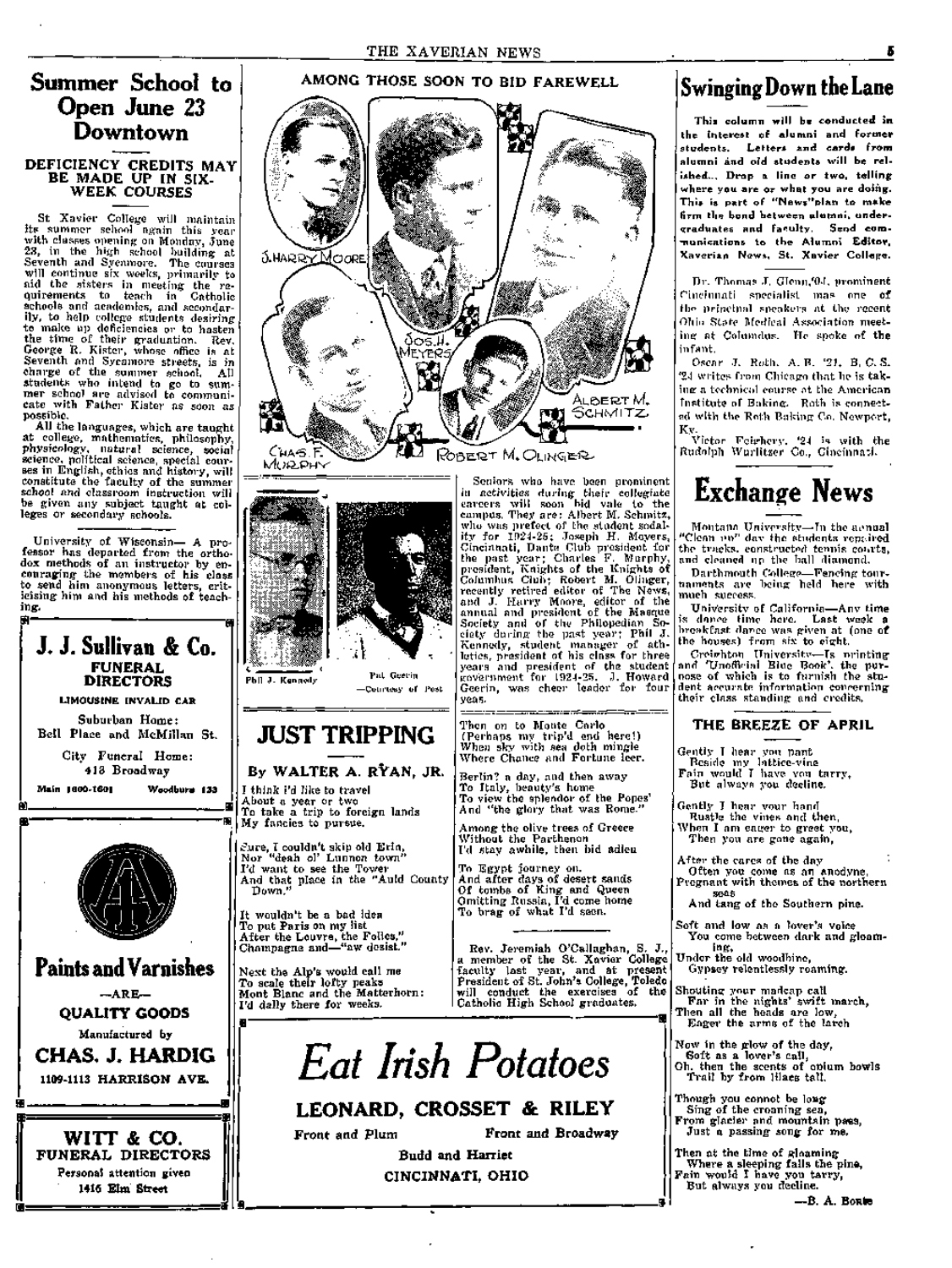## Summer School to Open June 23 Downtown

### DEFICIENCY CREDITS MAY BE MADE UP IN SIX-WEEK COURSES

St Xavier College will maintain its summer school again this year with classes opening on Monday, June 23, in the high school building at Seventh and Sycamore. The courses will continue six weeks, primarily to aid the sisters in meeting the requirements to teach in Catholic schools and academies, and secondarily, to help college students desiring to make up deficiencies or to hasten the time of their graduation. Rev. George R. Kister, whose office is at Seventh and Sycamore streets, is in charge of the summer school. All students who intend to go to summer school are advised to communicate with Father Kister as soon as possible.

All the languages, which are taught at college, mathematics, philosophy, physicology, natural science, social science, political science, special courses in English, ethics and history, will constitute the faculty of the summer school and classroom instruction will be given any subject taught at colleges or secondary schools.

University of Wisconsin— A professor has departed from the orthodox methods of an instructor by encouraging the members of his class to send him anonymous letters, criticising him and his methods of teaching.

---

**J. J. Sullivan & Co.**
**FUNERAL DIRECTORS**
LIMOUSINE INVALID CAR
Suburban Home: Bell Place and McMillan St.
City Funeral Home: 418 Broadway
Main 1600-1601 Woodburn 133

---

**Paints and Varnishes**
—ARE—
**QUALITY GOODS**
Manufactured by
**CHAS. J. HARDIG**
1109-1113 HARRISON AVE.

---

**WITT & CO.**
**FUNERAL DIRECTORS**
Personal attention given
1416 Elm Street

---

## AMONG THOSE SOON TO BID FAREWELL

J. Harry Moore — Jos. H. Meyers — Albert M. Schmitz — Chas. F. Murphy — Robert M. Olinger

Phil J. Kennedy — Pat Geerin —Courtesy of Post

Seniors who have been prominent in activities during their collegiate careers will soon bid vale to the campus. They are: Albert M. Schmitz, who was prefect of the student sodality for 1924-25; Joseph H. Meyers, Cincinnati, Dante Club president for the past year; Charles F. Murphy, president, Knights of the Knights of Columbus Club; Robert M. Olinger, recently retired editor of The News, and J. Harry Moore, editor of the annual and president of the Masque Society and of the Philopedian Society during the past year; Phil J. Kennedy, student manager of athletics, president of his class for three years and president of the student government for 1924-25. J. Howard Geerin, was cheer leader for four yeas.

## JUST TRIPPING

### By WALTER A. RYAN, JR.

I think I'd like to travel
About a year or two
To take a trip to foreign lands
My fancies to pursue.

Sure, I couldn't skip old Erin,
Nor "deah ol' Lunnon town"
I'd want to see the Tower
And that place in the "Auld County Down."

It wouldn't be a bad idea
To put Paris on my list
After the Louvre, the Follies,"
Champagne and—"aw desist."

Next the Alp's would call me
To scale their lofty peaks
Mont Blanc and the Matterhorn:
I'd dally there for weeks.

Then on to Monte Carlo
(Perhaps my trip'd end here!)
When sky with sea doth mingle
Where Chance and Fortune leer.

Berlin? a day, and then away
To Italy, beauty's home
To view the splendor of the Popes'
And "the glory that was Rome."

Among the olive trees of Greece
Without the Parthenon
I'd stay awhile, then bid adieu

To Egypt journey on.
And after days of desert sands
Of tombs of King and Queen
Omitting Russia, I'd come home
To brag of what I'd seen.

---

Rev. Jeremiah O'Callaghan, S. J., a member of the St. Xavier College faculty last year, and at present President of St. John's College, Toledo will conduct the exercises of the Catholic High School graduates.

---

# *Eat Irish Potatoes*

**LEONARD, CROSSET & RILEY**
Front and Plum — Front and Broadway
Budd and Harriet
CINCINNATI, OHIO

---

## Swinging Down the Lane

This column will be conducted in the interest of alumni and former students. Letters and cards from alumni and old students will be relished... Drop a line or two, telling where you are or what you are doing. This is part of "News" plan to make firm the bond between alumni, undergraduates and faculty. Send communications to the Alumni Editor, Xaverian News, St. Xavier College.

Dr. Thomas J. Glenn,'04, prominent Cincinnati specialist was one of the principal speakers at the recent Ohio State Medical Association meeting at Columbus. He spoke of the infant.

Oscar J. Roth, A. B. '21, B. C. S. '24 writes from Chicago that he is taking a technical course at the American Institute of Baking. Roth is connected with the Roth Baking Co, Newport, Ky.

Victor Feirbery, '24 is with the Rudolph Wurlitzer Co., Cincinnati.

## Exchange News

Montana University—In the annual "Clean up" day the students repaired the tracks, constructed tennis courts, and cleaned up the ball diamond.

Darthmouth College—Fencing tournaments are being held here with much success.

University of California—Any time is dance time here. Last week a breakfast dance was given at (one of the houses) from six to eight.

Creighton University—Is printing and 'Unofficial Blue Book', the purpose of which is to furnish the student accurate information concerning their class standing and credits.

### THE BREEZE OF APRIL

Gently I hear you pant
Beside my lattice-vine
Fain would I have you tarry,
But always you decline.

Gently I hear your hand
Rustle the vines and then,
When I am eager to greet you,
Then you are gone again,

After the cares of the day
Often you come as an anodyne,
Pregnant with themes of the northern seas
And tang of the Southern pine.

Soft and low as a lover's voice
You come between dark and gloaming,
Under the old woodbine,
Gypsey relentlessly roaming.

Shouting your madcap call
Far in the nights' swift march,
Then all the heads are low,
Eager the arms of the larch

Now in the glow of the day,
Soft as a lover's call,
Oh, then the scents of opium bowls
Trail by from lilacs tall.

Though you cannot be long
Sing of the crooning sea,
From glacier and mountain pass,
Just a passing song for me.

Then at the time of gloaming
Where a sleeping falls the pine,
Fain would I have you tarry,
But always you decline.

—B. A. Borte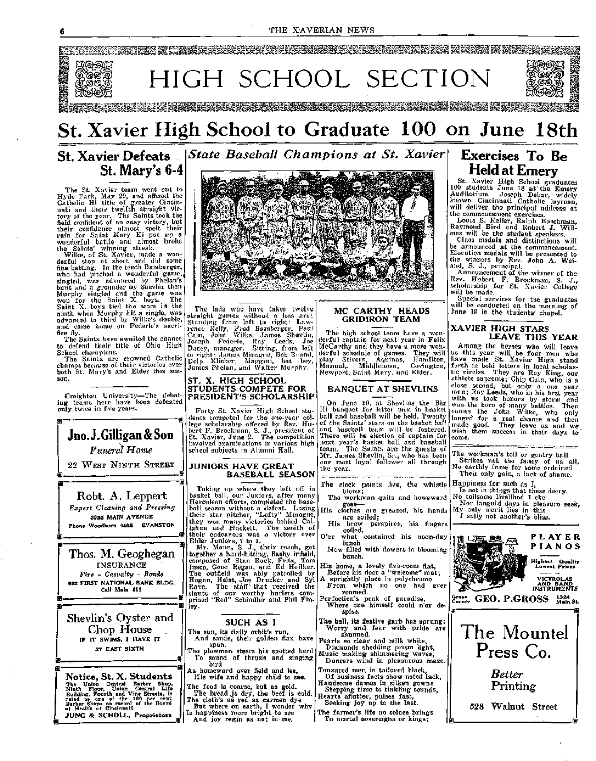# HIGH SCHOOL SECTION

# St. Xavier High School to Graduate 100 on June 18th

## St. Xavier Defeats St. Mary's 6-4

The St. Xavier team went out to Hyde Park, May 29, and affixed the Catholic Hi title of greater Cincinnati and their twelfth straight victory of the year. The Saints took the field confident of an easy victory, but their confidence almost spelt their ruin for Saint Mary Hi put up a wonderful battle and almost broke the Saints' winning streak.

Wilke, of St. Xavier, made a wonderful stop at short and did some fine batting. In the tenth Bamberger, who had pitched a wonderful game, singled, was advanced by Phelan's bunt and a grounder by Shevlin then Murphy singled and the game was won for the Saint X. boys. The Saint X. boys tied the score in the ninth when Murphy hit a single, was advanced to third by Wilke's double, and came home on Federle's sacrifice fly.

The Saints have awaited the chance to defend their title of Ohio High School champions.

The Saints are crowned Catholic champs because of their victories over both St. Mary's and Elder this season.

---

Creighton University—The debating teams here have been defeated only twice in five years.

---

**Jno. J. Gilligan & Son**
*Funeral Home*
22 West Ninth Street

---

**Robt. A. Leppert**
*Expert Cleaning and Pressing*
3533 MAIN AVENUE
Phone Woodburn 4456 EVANSTON

---

**Thos. M. Geoghegan**
INSURANCE
*Fire - Casualty - Bonds*
802 FIRST NATIONAL BANK BLDG.
Call Main 511

---

**Shevlin's Oyster and Chop House**
IF IT SWIMS, I HAVE IT
27 EAST SIXTH

---

**Notice, St. X. Students**
The Union Central Barber Shop, Ninth Floor, Union Central Life Building, Fourth and Vine Streets, is rated as one of the 100 per cent Barber Shops on record of the Board of Health of Cincinnati.
JUNG & SCHOLL, Proprietors

---

## *State Baseball Champions at St. Xavier*

The lads who have taken twelve straight games without a loss are: Standing from left to right: Lawrence Kelly, Fred Bamberger, Paul Cain, John Wilke, James Shevlin, Joseph Federle, Ray Leeds, Joe Dacey, manager. Sitting, from left to right: James Minogue, Bob Brand, Dolp Klieber, Maggini, bat boy, James Phelan, and Walter Murphy.

## ST. X. HIGH SCHOOL STUDENTS COMPETE FOR PRESIDENT'S SCHOLARSHIP

Forty St. Xavier High School students competed for the one-year college scholarship offered by Rev. Hubert F. Brockman, S. J., president of St. Xavier, June 2. The competition involved examinations in various high school subjects in Alumni Hall.

## JUNIORS HAVE GREAT BASEBALL SEASON

Taking up where they left off in basket ball, our Juniors, after many Herculean efforts, completed the baseball season without a defeat. Losing their star pitcher, "Lefty" Minogue, they won many victories behind Callahan and Hackett. The zenith of their endeavors was a victory over Elder Juniors, 7 to 1.

Mr. Mann, S. J., their coach, got together a hard-hitting, flashy infield, composed of Stan Buck, Fritz, Tom Insco, Gene Regan, and Ed Heilker. The outfield was ably patrolled by Hogan, Heist, Joe Drucker and Syl Rave. The staff that received the slants of our worthy hurlers comprised "Red" Schindler and Phil Finley.

## SUCH AS I

The sun, its daily orbit's run,
And sands, their golden flax have spun.
The plowman steers his spotted herd
To sound of thrush and singing bird
As homeward over field and lee,
His wife and happy child to see.
The food is coarse, but as gold,
The bread is dry, the beef is cold.
The cloth's as red as carmen dye
But where on earth, I wonder why
Is happiness more bright to see
And joy regin as not in me.

## MC CARTHY HEADS GRIDIRON TEAM

The high school team have a wonderful captain for next year in Felix McCarthy and they have a more wonderful schedule of games. They will play Stivers, Aquinas, Hamilton, Manual, Middletown, Covington, Newport, Saint Mary, and Elder.

## BANQUET AT SHEVLINS

On June 10, at Shevlins the Big Hi banquet for letter men in basket ball and baseball will be held. Twenty of the Saints' stars on the basket ball and baseball team will be fostered. There will be election of captain for next year's basket ball and baseball team. The Saints are the guests of Mr. James Shevlin, Sr., who has been our most loyal follower all through the year.

---

The clock points five, the whistle blows;
The workman quits and homeward goes—
His clothes are greased, his hands are soiled;
His brow perspires, his fingers coiled,
O'er what contained his noon-day lunch
Now filled with flowers in blooming bunch.

His home, a lovely five-room flat,
Before his door a "welcome" mat;
A sprightly place in polychrome
From which no one had ever roamed.
Perfection's peak of paradise,
Where one himself could n'er despise.

The ball, its festive garb has sprung:
Worry and fear with pride are shunned.
Pearls so clear and milk white,
Diamonds shedding prism light,
Music making shimmering waves,
Dancers wind in pleasurous maze.

Tonsured men in tailored black,
Of business facts show noted lack,
Handsome dames in silken gowns
Stepping time to tinkling sounds,
Hearts aflutter, pulses fast,
Seeking joy up to the last.

The farmer's life no solace brings
To mortal sovereigns or kings;

## Exercises To Be Held at Emery

St. Xavier High School graduates 100 students June 18 at the Emery Auditorium. Joseph Debar, widely known Cincinnati Catholic layman, will deliver the principal address at the commencement exercises.

Louis S. Keller, Ralph Buschman, Raymond Bird and Robert J. Willmes will be the student speakers.

Class medals and distinctions will be announced at the commencement. Elocution medals will be presented to the winners by Rev. John A. Weiand, S. J., principal.

Announcement of the winner of the Rev. Hubert F. Brockman, S. J., scholarship for St. Xavier College will be made.

Special services for the graduates will be conducted on the morning of June 18 in the students' chapel.

## XAVIER HIGH STARS LEAVE THIS YEAR

Among the heroes who will leave us this year will be four men who have made St. Xavier High stand forth in bold letters in local scholastic circles. They are Ray King, our athlete supreme; Chip Cain, who is a close second, but only a one year man; Ray Leeds, who in his first year with us took honors by storm and was the hero of many battles. Then comes the John Wilke, who only longed for a real chance and then made good. They leave us and we wish them success in their days to come.

---

The workman's toil or gentry ball
Strikes not the fancy of us all,
No earthly fame for some ordained
Their only gain, a lack of shame.
Happiness for such as I,
Is not in things that these decry.
No toilsome livelihood I eke
Nor languid days in pleasure seek,
My only merit lies in this
I sully not another's bliss.

---

**PLAYER PIANOS**
Highest Quality Lowest Prices
VICTROLAS AND BAND INSTRUMENTS
Gross Corner **GEO. P. GROSS** 1324 Main St.

---

**The Mountel Press Co.**
*Better Printing*
528 Walnut Street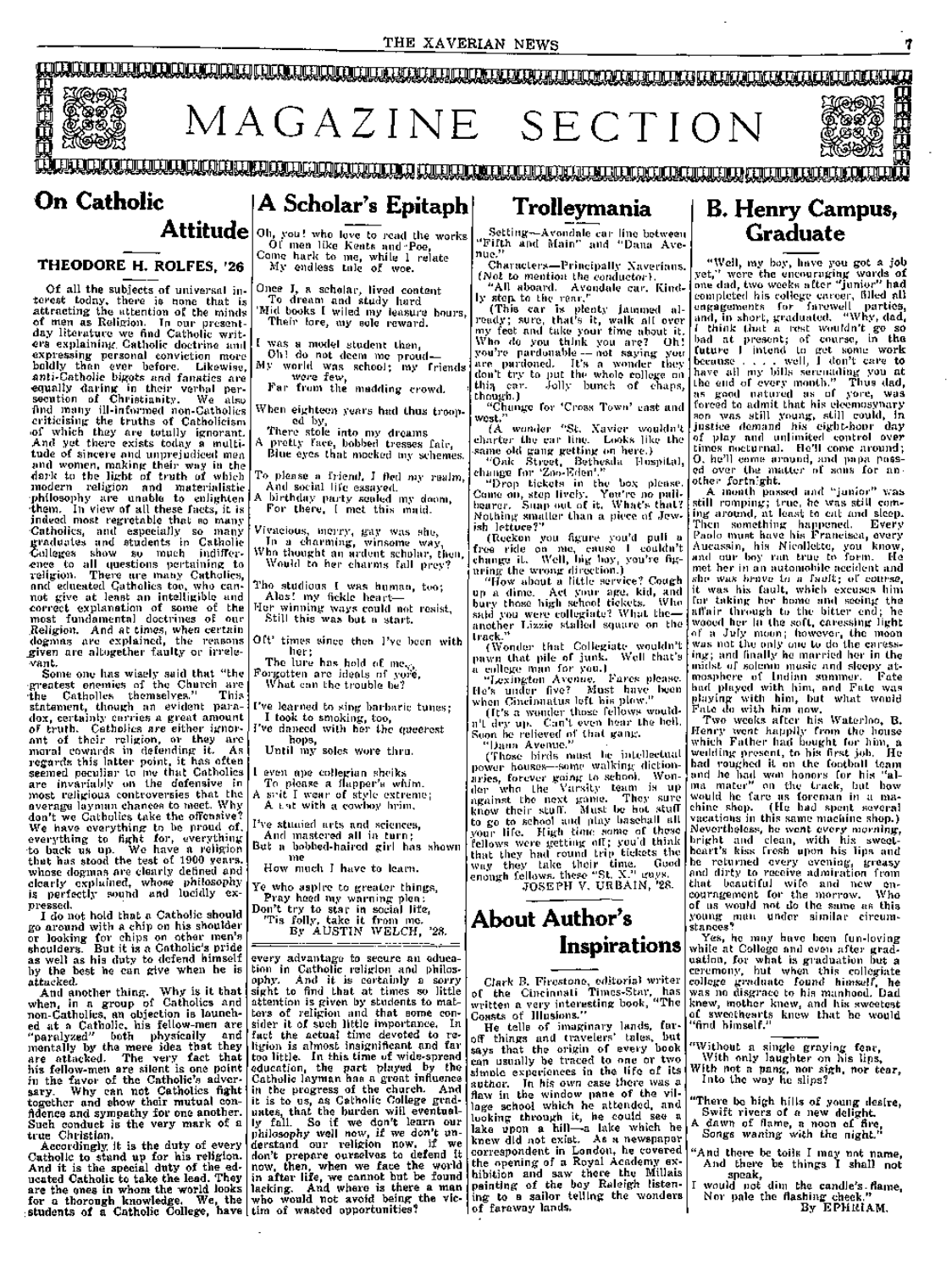# MAGAZINE SECTION

## On Catholic Attitude

**THEODORE H. ROLFES, '26**

Of all the subjects of universal interest today, there is none that is attracting the attention of the minds of men as Religion. In our present-day literature we find Catholic writers explaining Catholic doctrine and expressing personal conviction more boldly than ever before. Likewise, anti-Catholic bigots and fanatics are equally daring in their verbal persecution of Christianity. We also find many ill-informed non-Catholics criticising the truths of Catholicism of which they are totally ignorant. And yet there exists today a multitude of sincere and unprejudiced men and women, making their way in the dark to the light of truth of which modern religion and materialistic philosophy are unable to enlighten them. In view of all these facts, it is indeed most regrettable that so many Catholics, and especially so many graduates and students in Catholic Colleges show so much indifference to all questions pertaining to religion. There are many Catholics, and educated Catholics too, who cannot give at least an intelligible and correct explanation of some of the most fundamental doctrines of our Religion. And at times, when certain dogmas are explained, the reasons given are altogether faulty or irrelevant.

Some one has wisely said that "the greatest enemies of the Church are the Catholics themselves." This statement, though an evident paradox, certainly carries a great amount of truth. Catholics are either ignorant of their religion, or they are moral cowards in defending it. As regards this latter point, it has often seemed peculiar to me that Catholics are invariably on the defensive in most religious controversies that the average layman chances to meet. Why don't we Catholics take the offensive? We have everything to be proud of, everything to fight for, everything to back us up. We have a religion that has stood the test of 1900 years, whose dogmas are clearly defined and clearly explained, whose philosophy is perfectly sound and lucidly expressed.

I do not hold that a Catholic should go around with a chip on his shoulder or looking for chips on other men's shoulders. But it is a Catholic's pride as well as his duty to defend himself by the best he can give when he is attacked.

And another thing. Why is it that when, in a group of Catholics and non-Catholics, an objection is launched at a Catholic, his fellow-men are "paralyzed" both physically and mentally by the mere idea that they are attacked. The very fact that his fellow-men are silent is one point in the favor of the Catholic's adversary. Why can not Catholics fight together and show their mutual confidence and sympathy for one another. Such conduct is the very mark of a true Christian.

Accordingly, it is the duty of every Catholic to stand up for his religion. And it is the special duty of the educated Catholic to take the lead. They are the ones in whom the world looks for a thorough knowledge. We, the students of a Catholic College, have every advantage to secure an education in Catholic religion and philosophy. And it is certainly a sorry sight to find that at times so little attention is given by students to matters of religion and that some consider it of such little importance. In fact the actual time devoted to religion is almost insignificant and far too little. In this time of wide-spread education, the part played by the Catholic layman has a great influence in the progress of the church. And it is to us, as Catholic College graduates, that the burden will eventually fall. So if we don't learn our philosophy well now, if we don't understand our religion now, if we don't prepare ourselves to defend it now, then, when we face the world in after life, we cannot but be found lacking. And where is there a man who would not avoid being the victim of wasted opportunities?

## A Scholar's Epitaph

Oh, you! who love to read the works
Of men like Keats and Poe,
Come hark to me, while I relate
My endless tale of woe.

Once I, a scholar, lived content
To dream and study hard
'Mid books I wiled my leasure hours,
Their lore, my sole reward.

I was a model student then,
Oh! do not deem me proud—
My world was school; my friends were few,
Far from the madding crowd.

When eighteen years had thus trooped by,
There stole into my dreams
A pretty face, bobbed tresses fair,
Blue eyes that mocked my schemes.

To please a friend, I fled my realm,
And social life essayed.
A birthday party sealed my doom,
For there, I met this maid.

Vivacious, merry, gay was she,
In a charming, winsome way,
Who thought an ardent scholar, then,
Would to her charms fall prey?

Tho studious I was human, too;
Alas! my fickle heart—
Her winning ways could not resist,
Still this was but a start.

Oft' times since then I've been with her;
The lure has hold of me,
Forgotten are ideals of yore,
What can the trouble be?

I've learned to sing barbaric tunes;
I took to smoking, too,
I've danced with her the queerest hops,
Until my soles wore thru.

I even ape collegian sheiks
To please a flapper's whim.
A suit I wear of style extreme;
A hat with a cowboy brim.

I've studied arts and sciences,
And mastered all in turn;
But a bobbed-haired girl has shown me
How much I have to learn.

Ye who aspire to greater things,
Pray heed my warning plea:
Don't try to star in social life,
'Tis folly, take it from me.

By AUSTIN WELCH, '28.

## Trolleymania

Setting—Avondale car line between "Fifth and Main" and "Dana Avenue."

Characters—Principally Xaverians. (Not to mention the conductor).

"All aboard. Avondale car. Kindly step to the rear."

(This car is plenty jammed already; sure, that's it, walk all over my feet and take your time about it. Who do you think you are? Oh! you're pardonable — not saying you are pardoned. It's a wonder they don't try to put the whole college on this car. Jolly bunch of chaps, though.)

"Change for 'Cross Town' east and west."

(A wonder "St. Xavier wouldn't charter the car line. Looks like the same old gang getting on here.)

"Oak Street, Bethesda Hospital, change for 'Zoo-Eden'."

"Drop tickets in the box please. Come on, step lively. You're no pallbearer. Snap out of it. What's that? Nothing smaller than a piece of Jewish lettuce?"

(Reckon you figure you'd pull a free ride on me, cause I couldn't change it. Well, big boy, you're figuring the wrong direction.)

"How about a little service? Cough up a dime. Act your age, kid, and bury those high school tickets. Who said you were collegiate? What the—another Lizzie stalled square on the track."

(Wonder that Collegiate wouldn't pawn that pile of junk. Well that's a college man for you.)

"Lexington Avenue. Fares please. He's under five? Must have been when Cincinnatus left his plow."

(It's a wonder those fellows wouldn't dry up. Can't even hear the bell. Soon be relieved of that gang.

"Dana Avenue."

(Those birds must be intellectual power houses—some walking dictionaries, forever going to school. Wonder who the Varsity team is up against the next game. They sure know their stuff. Must be hot stuff to go to school and play baseball all your life. High time some of these fellows were getting off; you'd think that they had round trip tickets the way they take their time. Good enough fellows, these "St. X." guys.

JOSEPH V. URBAIN, '28.

## About Author's Inspirations

Clark B. Firestone, editorial writer of the Cincinnati Times-Star, has written a very interesting book, "The Coasts of Illusions."

He tells of imaginary lands, far-off things and travelers' tales, but says that the origin of every book can usually be traced to one or two simple experiences in the life of its author. In his own case there was a flaw in the window pane of the village school which he attended, and looking through it, he could see a lake upon a hill—a lake which he knew did not exist. As a newspaper correspondent in London, he covered the opening of a Royal Academy exhibition and saw there the Millais painting of the boy Raleigh listening to a sailor telling the wonders of faraway lands.

## B. Henry Campus, Graduate

"Well, my boy, have you got a job yet," were the encouraging words of one dad, two weeks after "junior" had completed his college career, filled all engagements for farewell parties, and, in short, graduated. "Why, dad, I think that a rest wouldn't go so bad at present; of course, in the future I intend to get some work because . . . . well, I don't care to have all my bills serenading you at the end of every month." Thus dad, as good natured as of yore, was forced to admit that his eleemosynary son was still young, still could, in justice demand his eight-hour day of play and unlimited control over times nocturnal. He'll come around; O, he'll come around, and papa passed over the matter of sons for another fortnight.

A month passed and "junior" was still romping; true, he was still coming around, at least to eat and sleep. Then something happened. Every Paolo must have his Francesca, every Aucassin, his Nicollette, you know, and our boy ran true to form. He met her in an automobile accident and she was brave to a fault; of course, it was his fault, which excuses him for taking her home and seeing the affair through to the bitter end; he wooed her in the soft, caressing light of a July moon; however, the moon was not the only one to do the caressing; and finally he married her in the midst of solemn music and sleepy atmosphere of Indian summer. Fate had played with him, and Fate was playing with him, but what would Fate do with him now.

Two weeks after his Waterloo, B. Henry went happily from the house which Father had bought for him, a wedding present, to his first job. He had roughed it on the football team and he had won honors for his "alma mater" on the track, but how would he fare as foreman in a machine shop. (He had spent several vacations in this same machine shop.) Nevertheless, he went every morning, bright and clean, with his sweetheart's kiss fresh upon his lips and he returned every evening, greasy and dirty to receive admiration from that beautiful wife and new encouragement for the morrow. Who of us would not do the same as this young man under similar circumstances?

Yes, he may have been fun-loving while at College and even after graduation, for what is graduation but a ceremony, but when this collegiate college graduate found himself, he was no disgrace to his manhood. Dad knew, mother knew, and his sweetest of sweethearts knew that he would "find himself."

"Without a single graying fear,
With only laughter on his lips,
With not a pang, nor sigh, nor tear,
Into the way he slips?

"There be high hills of young desire,
Swift rivers of a new delight.
A dawn of flame, a noon of fire,
Songs waning with the night."

"And there be toils I may not name,
And there be things I shall not speak,
I would not dim the candle's flame,
Nor pale the flashing cheek."

By EPHRIAM.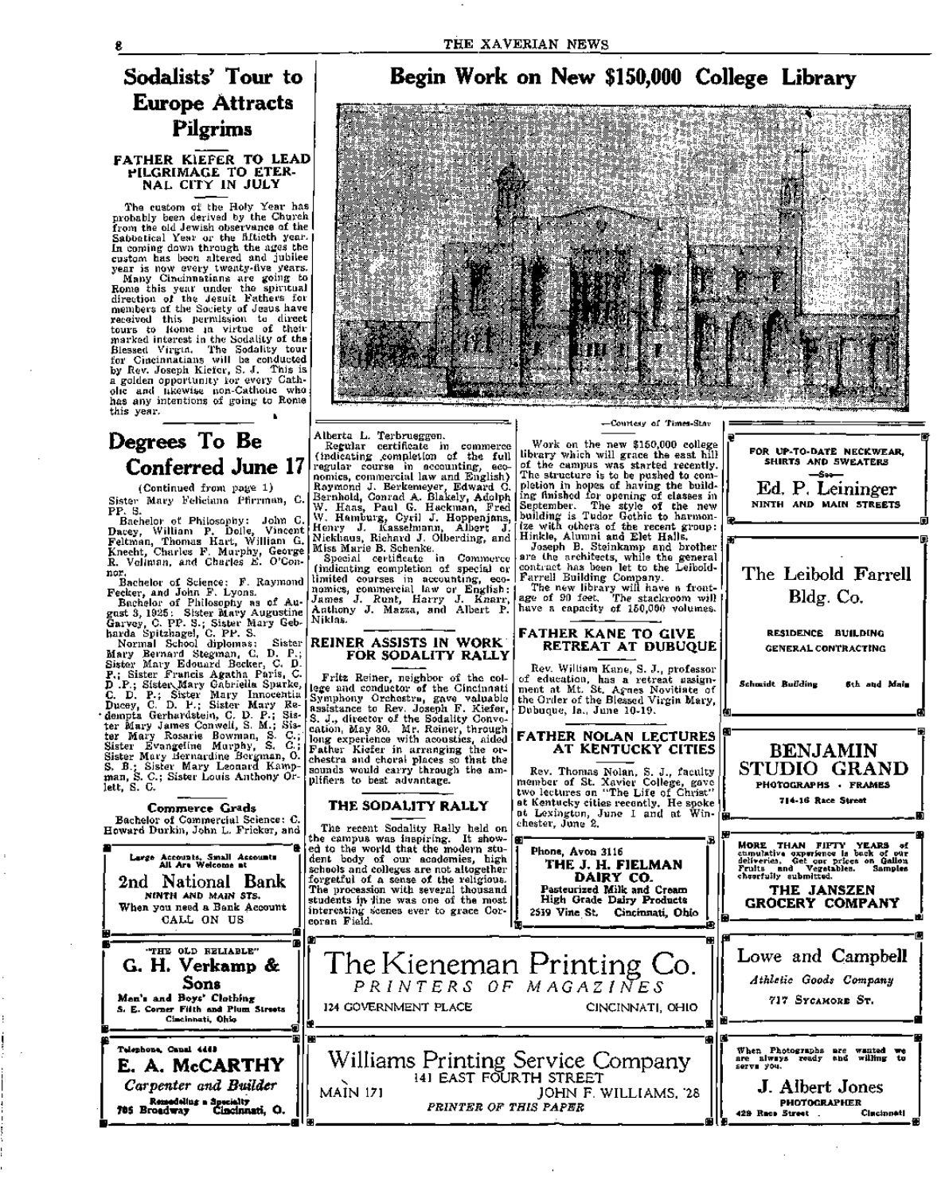# Sodalists' Tour to Europe Attracts Pilgrims

### FATHER KIEFER TO LEAD PILGRIMAGE TO ETERNAL CITY IN JULY

The custom of the Holy Year has probably been derived by the Church from the old Jewish observance of the Sabbatical Year or the fiftieth year. In coming down through the ages the custom has been altered and jubilee year is now every twenty-five years.

Many Cincinnatians are going to Rome this year under the spiritual direction of the Jesuit Fathers for members of the Society of Jesus have received this permission to direct tours to Rome in virtue of their marked interest in the Sodality of the Blessed Virgin. The Sodality tour for Cincinnatians will be conducted by Rev. Joseph Kiefer, S. J. This is a golden opportunity for every Catholic and likewise non-Catholic who has any intentions of going to Rome this year.

# Degrees To Be Conferred June 17

(Continued from page 1)

Sister Mary Feliciana Pfirrman, C. PP. S.

Bachelor of Philosophy: John C. Dacey, William P. Dolle, Vincent Feltman, Thomas Hart, William G. Knecht, Charles F. Murphy, George R. Vellman, and Charles E. O'Connor.

Bachelor of Science: F. Raymond Fecker, and John F. Lyons.

Bachelor of Philosophy as of August 3, 1925: Sister Mary Augustine Garvey, C. PP. S.; Sister Mary Gebharda Spitzhagel, C. PP. S.

Normal School diplomas: Sister Mary Bernard Stegman, C. D. P.; Sister Mary Edouard Becker, C. D. P.; Sister Francis Agatha Paris, C. D .P.; Sister Mary Gabriella Sparke, C. D. P.; Sister Mary Innocentia Ducey, C. D. P.; Sister Mary Redempta Gerhardstein, C. D. P.; Sister Mary James Conwell, S. M.; Sister Mary Rosarie Bowman, S. C.; Sister Evangeline Murphy, S. C.; Sister Mary Bernardine Bergman, O. S. B.; Sister Mary Leonard Kampman, S. C.; Sister Louis Anthony Orlett, S. C.

### Commerce Grads

Bachelor of Commercial Science: C. Howard Durkin, John L. Fricker, and Alberta L. Terbrueggen.

Regular certificate in commerce (indicating completion of the full regular course in accounting, economics, commercial law and English) Raymond J. Berkemeyer, Edward C. Bernhold, Conrad A. Blakely, Adolph W. Haas, Paul G. Hackman, Fred W. Hamburg, Cyril J. Hoppenjans, Henry J. Kasselmann, Albert J. Nicklaus, Richard J. Olberding, and Miss Marie B. Schenke.

Special certificate in Commerce (indicating completion of special or limited courses in accounting, economics, commercial law or English: James J. Runt, Harry J. Knarr, Anthony J. Mazza, and Albert P. Niklas.

# Begin Work on New $150,000 College Library

—Courtesy of Times-Star

Work on the new $150,000 college library which will grace the east hill of the campus was started recently. The structure is to be pushed to completion in hopes of having the building finished for opening of classes in September. The style of the new building is Tudor Gothic to harmonize with others of the recent group: Hinkle, Alumni and Elet Halls.

Joseph B. Steinkamp and brother are the architects, while the general contract has been let to the Leibold-Farrell Building Company.

The new library will have a frontage of 90 feet. The stackroom will have a capacity of 150,000 volumes.

## REINER ASSISTS IN WORK FOR SODALITY RALLY

Fritz Reiner, neighbor of the college and conductor of the Cincinnati Symphony Orchestra, gave valuable assistance to Rev. Joseph F. Kiefer, S. J., director of the Sodality Convocation, May 30. Mr. Reiner, through long experience with acoustics, aided Father Kiefer in arranging the orchestra and choral places so that the sounds would carry through the amplifiers to best advantage.

## THE SODALITY RALLY

The recent Sodality Rally held on the campus was inspiring. It showed to the world that the modern student body of our academies, high schools and colleges are not altogether forgetful of a sense of the religious. The procession with several thousand students in line was one of the most interesting scenes ever to grace Corcoran Field.

## FATHER KANE TO GIVE RETREAT AT DUBUQUE

Rev. William Kane, S. J., professor of education, has a retreat assignment at Mt. St. Agnes Novitiate of the Order of the Blessed Virgin Mary, Dubuque, Ia., June 10-19.

## FATHER NOLAN LECTURES AT KENTUCKY CITIES

Rev. Thomas Nolan, S. J., faculty member of St. Xavier College, gave two lectures on "The Life of Christ" at Kentucky cities recently. He spoke at Lexington, June 1 and at Winchester, June 2.

---

Phone, Avon 3116
**THE J. H. FIELMAN DAIRY CO.**
Pasteurized Milk and Cream
High Grade Dairy Products
2519 Vine St. Cincinnati, Ohio

---

Large Accounts, Small Accounts
All Are Welcome at
**2nd National Bank**
NINTH AND MAIN STS.
When you need a Bank Account
CALL ON US

---

"THE OLD RELIABLE"
**G. H. Verkamp & Sons**
Men's and Boys' Clothing
S. E. Corner Fifth and Plum Streets
Cincinnati, Ohio

---

Telephone, Canal 4449
**E. A. McCARTHY**
*Carpenter and Builder*
Remodeling a Specialty
705 Broadway Cincinnati, O.

---

**The Kieneman Printing Co.**
PRINTERS OF MAGAZINES
124 GOVERNMENT PLACE CINCINNATI, OHIO

---

**Williams Printing Service Company**
141 EAST FOURTH STREET
MAIN 171 JOHN F. WILLIAMS, '28
*PRINTER OF THIS PAPER*

---

FOR UP-TO-DATE NECKWEAR, SHIRTS AND SWEATERS
—See—
**Ed. P. Leininger**
NINTH AND MAIN STREETS

---

**The Leibold Farrell Bldg. Co.**
RESIDENCE BUILDING
GENERAL CONTRACTING
Schmidt Building 5th and Main

---

**BENJAMIN STUDIO GRAND**
PHOTOGRAPHS - FRAMES
714-16 Race Street

---

MORE THAN FIFTY YEARS of cumulative experience is back of our deliveries. Get our prices on Gallon Fruits and Vegetables. Samples cheerfully submitted.
**THE JANSZEN GROCERY COMPANY**

---

**Lowe and Campbell**
*Athletic Goods Company*
717 SYCAMORE ST.

---

When Photographs are wanted we are always ready and willing to serve you.
**J. Albert Jones**
PHOTOGRAPHER
428 Race Street Cincinnati